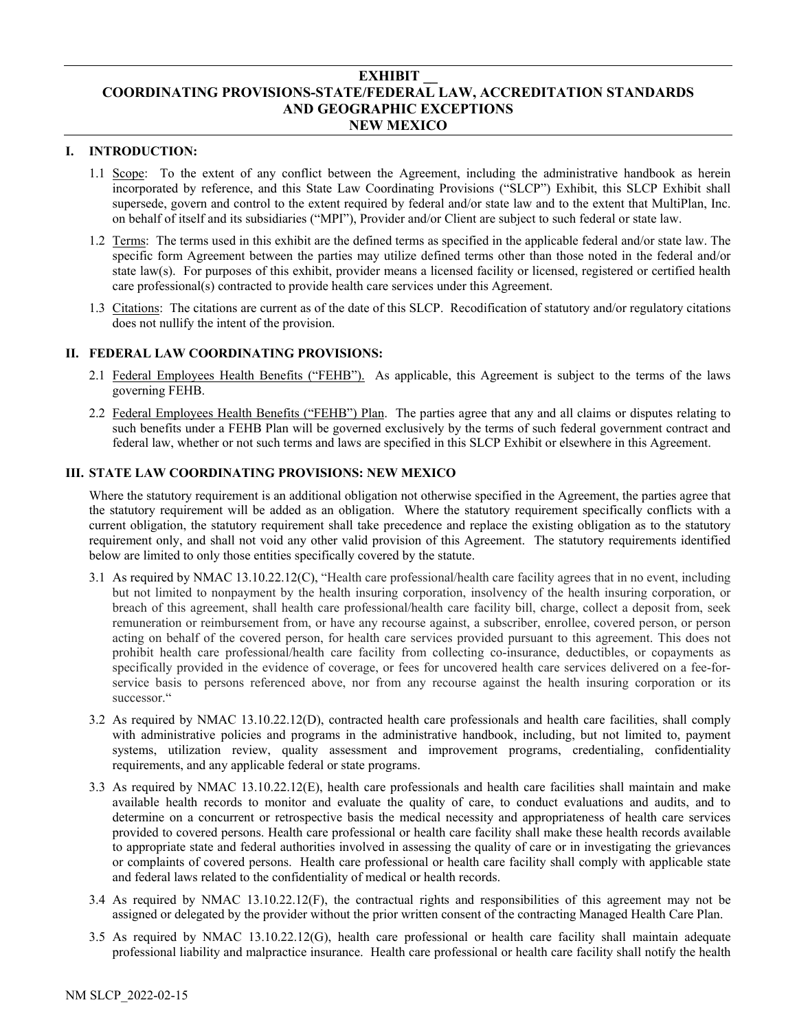# EXHIBIT __
# COORDINATING PROVISIONS-STATE/FEDERAL LAW, ACCREDITATION STANDARDS AND GEOGRAPHIC EXCEPTIONS
# NEW MEXICO

## I. INTRODUCTION:

1.1 Scope: To the extent of any conflict between the Agreement, including the administrative handbook as herein incorporated by reference, and this State Law Coordinating Provisions ("SLCP") Exhibit, this SLCP Exhibit shall supersede, govern and control to the extent required by federal and/or state law and to the extent that MultiPlan, Inc. on behalf of itself and its subsidiaries ("MPI"), Provider and/or Client are subject to such federal or state law.

1.2 Terms: The terms used in this exhibit are the defined terms as specified in the applicable federal and/or state law. The specific form Agreement between the parties may utilize defined terms other than those noted in the federal and/or state law(s). For purposes of this exhibit, provider means a licensed facility or licensed, registered or certified health care professional(s) contracted to provide health care services under this Agreement.

1.3 Citations: The citations are current as of the date of this SLCP. Recodification of statutory and/or regulatory citations does not nullify the intent of the provision.

## II. FEDERAL LAW COORDINATING PROVISIONS:

2.1 Federal Employees Health Benefits ("FEHB"). As applicable, this Agreement is subject to the terms of the laws governing FEHB.

2.2 Federal Employees Health Benefits ("FEHB") Plan. The parties agree that any and all claims or disputes relating to such benefits under a FEHB Plan will be governed exclusively by the terms of such federal government contract and federal law, whether or not such terms and laws are specified in this SLCP Exhibit or elsewhere in this Agreement.

## III. STATE LAW COORDINATING PROVISIONS: NEW MEXICO

Where the statutory requirement is an additional obligation not otherwise specified in the Agreement, the parties agree that the statutory requirement will be added as an obligation. Where the statutory requirement specifically conflicts with a current obligation, the statutory requirement shall take precedence and replace the existing obligation as to the statutory requirement only, and shall not void any other valid provision of this Agreement. The statutory requirements identified below are limited to only those entities specifically covered by the statute.

3.1 As required by NMAC 13.10.22.12(C), "Health care professional/health care facility agrees that in no event, including but not limited to nonpayment by the health insuring corporation, insolvency of the health insuring corporation, or breach of this agreement, shall health care professional/health care facility bill, charge, collect a deposit from, seek remuneration or reimbursement from, or have any recourse against, a subscriber, enrollee, covered person, or person acting on behalf of the covered person, for health care services provided pursuant to this agreement. This does not prohibit health care professional/health care facility from collecting co-insurance, deductibles, or copayments as specifically provided in the evidence of coverage, or fees for uncovered health care services delivered on a fee-for-service basis to persons referenced above, nor from any recourse against the health insuring corporation or its successor."

3.2 As required by NMAC 13.10.22.12(D), contracted health care professionals and health care facilities, shall comply with administrative policies and programs in the administrative handbook, including, but not limited to, payment systems, utilization review, quality assessment and improvement programs, credentialing, confidentiality requirements, and any applicable federal or state programs.

3.3 As required by NMAC 13.10.22.12(E), health care professionals and health care facilities shall maintain and make available health records to monitor and evaluate the quality of care, to conduct evaluations and audits, and to determine on a concurrent or retrospective basis the medical necessity and appropriateness of health care services provided to covered persons. Health care professional or health care facility shall make these health records available to appropriate state and federal authorities involved in assessing the quality of care or in investigating the grievances or complaints of covered persons. Health care professional or health care facility shall comply with applicable state and federal laws related to the confidentiality of medical or health records.

3.4 As required by NMAC 13.10.22.12(F), the contractual rights and responsibilities of this agreement may not be assigned or delegated by the provider without the prior written consent of the contracting Managed Health Care Plan.

3.5 As required by NMAC 13.10.22.12(G), health care professional or health care facility shall maintain adequate professional liability and malpractice insurance. Health care professional or health care facility shall notify the health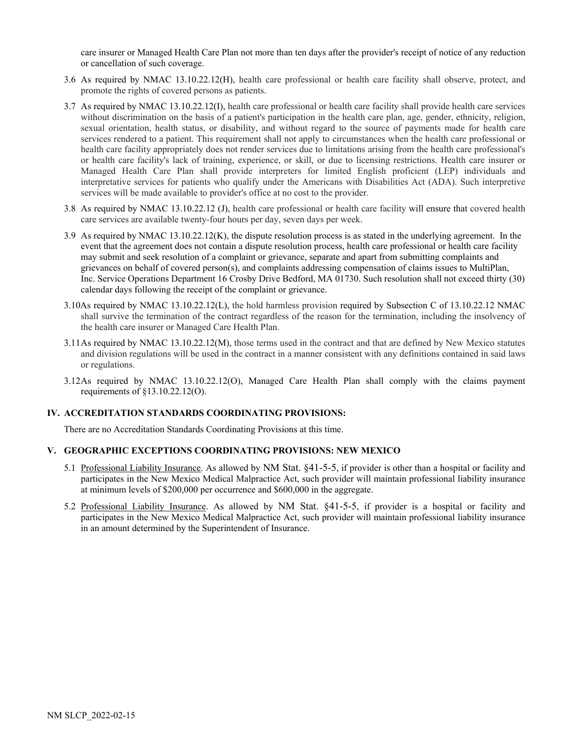care insurer or Managed Health Care Plan not more than ten days after the provider's receipt of notice of any reduction or cancellation of such coverage.

3.6 As required by NMAC 13.10.22.12(H), health care professional or health care facility shall observe, protect, and promote the rights of covered persons as patients.

3.7 As required by NMAC 13.10.22.12(I), health care professional or health care facility shall provide health care services without discrimination on the basis of a patient's participation in the health care plan, age, gender, ethnicity, religion, sexual orientation, health status, or disability, and without regard to the source of payments made for health care services rendered to a patient. This requirement shall not apply to circumstances when the health care professional or health care facility appropriately does not render services due to limitations arising from the health care professional's or health care facility's lack of training, experience, or skill, or due to licensing restrictions. Health care insurer or Managed Health Care Plan shall provide interpreters for limited English proficient (LEP) individuals and interpretative services for patients who qualify under the Americans with Disabilities Act (ADA). Such interpretive services will be made available to provider's office at no cost to the provider.

3.8 As required by NMAC 13.10.22.12 (J), health care professional or health care facility will ensure that covered health care services are available twenty-four hours per day, seven days per week.

3.9 As required by NMAC 13.10.22.12(K), the dispute resolution process is as stated in the underlying agreement. In the event that the agreement does not contain a dispute resolution process, health care professional or health care facility may submit and seek resolution of a complaint or grievance, separate and apart from submitting complaints and grievances on behalf of covered person(s), and complaints addressing compensation of claims issues to MultiPlan, Inc. Service Operations Department 16 Crosby Drive Bedford, MA 01730. Such resolution shall not exceed thirty (30) calendar days following the receipt of the complaint or grievance.

3.10 As required by NMAC 13.10.22.12(L), the hold harmless provision required by Subsection C of 13.10.22.12 NMAC shall survive the termination of the contract regardless of the reason for the termination, including the insolvency of the health care insurer or Managed Care Health Plan.

3.11 As required by NMAC 13.10.22.12(M), those terms used in the contract and that are defined by New Mexico statutes and division regulations will be used in the contract in a manner consistent with any definitions contained in said laws or regulations.

3.12 As required by NMAC 13.10.22.12(O), Managed Care Health Plan shall comply with the claims payment requirements of §13.10.22.12(O).

## IV. ACCREDITATION STANDARDS COORDINATING PROVISIONS:

There are no Accreditation Standards Coordinating Provisions at this time.

## V. GEOGRAPHIC EXCEPTIONS COORDINATING PROVISIONS: NEW MEXICO

5.1 Professional Liability Insurance. As allowed by NM Stat. §41-5-5, if provider is other than a hospital or facility and participates in the New Mexico Medical Malpractice Act, such provider will maintain professional liability insurance at minimum levels of $200,000 per occurrence and $600,000 in the aggregate.

5.2 Professional Liability Insurance. As allowed by NM Stat. §41-5-5, if provider is a hospital or facility and participates in the New Mexico Medical Malpractice Act, such provider will maintain professional liability insurance in an amount determined by the Superintendent of Insurance.